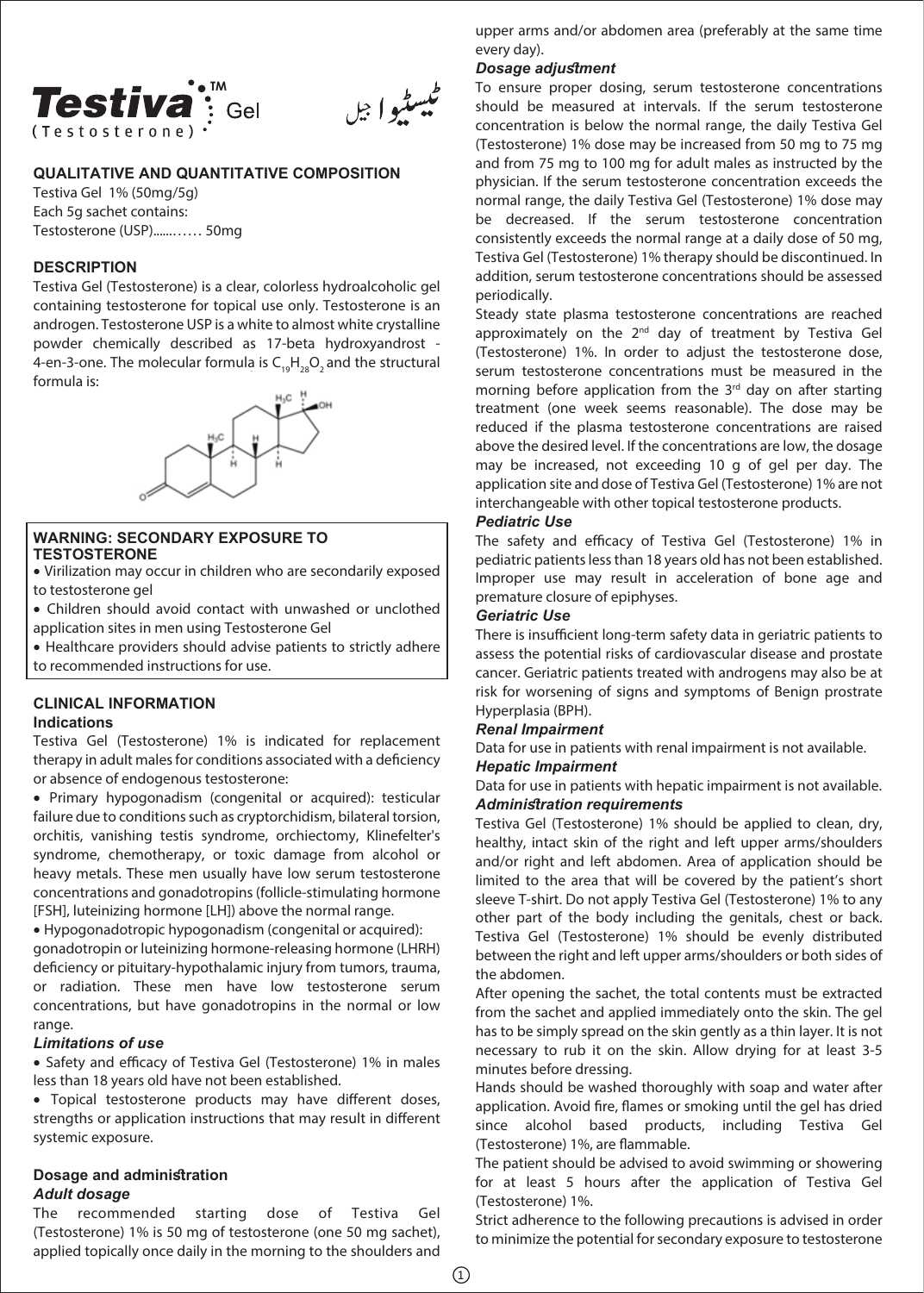# Testiva™ Gel

(Testosterone)

ٹیسٹیوا جیل

## QUALITATIVE AND QUANTITATIVE COMPOSITION

Testiva Gel 1% (50mg/5g)
Each 5g sachet contains:
Testosterone (USP)........... 50mg

## DESCRIPTION

Testiva Gel (Testosterone) is a clear, colorless hydroalcoholic gel containing testosterone for topical use only. Testosterone is an androgen. Testosterone USP is a white to almost white crystalline powder chemically described as 17-beta hydroxyandrost - 4-en-3-one. The molecular formula is $C_{19}H_{28}O_2$ and the structural formula is:

## WARNING: SECONDARY EXPOSURE TO TESTOSTERONE

- Virilization may occur in children who are secondarily exposed to testosterone gel
- Children should avoid contact with unwashed or unclothed application sites in men using Testosterone Gel
- Healthcare providers should advise patients to strictly adhere to recommended instructions for use.

## CLINICAL INFORMATION

### Indications

Testiva Gel (Testosterone) 1% is indicated for replacement therapy in adult males for conditions associated with a deficiency or absence of endogenous testosterone:

- Primary hypogonadism (congenital or acquired): testicular failure due to conditions such as cryptorchidism, bilateral torsion, orchitis, vanishing testis syndrome, orchiectomy, Klinefelter's syndrome, chemotherapy, or toxic damage from alcohol or heavy metals. These men usually have low serum testosterone concentrations and gonadotropins (follicle-stimulating hormone [FSH], luteinizing hormone [LH]) above the normal range.
- Hypogonadotropic hypogonadism (congenital or acquired): gonadotropin or luteinizing hormone-releasing hormone (LHRH) deficiency or pituitary-hypothalamic injury from tumors, trauma, or radiation. These men have low testosterone serum concentrations, but have gonadotropins in the normal or low range.

### *Limitations of use*

- Safety and efficacy of Testiva Gel (Testosterone) 1% in males less than 18 years old have not been established.
- Topical testosterone products may have different doses, strengths or application instructions that may result in different systemic exposure.

### Dosage and administration

#### *Adult dosage*

The recommended starting dose of Testiva Gel (Testosterone) 1% is 50 mg of testosterone (one 50 mg sachet), applied topically once daily in the morning to the shoulders and upper arms and/or abdomen area (preferably at the same time every day).

#### *Dosage adjustment*

To ensure proper dosing, serum testosterone concentrations should be measured at intervals. If the serum testosterone concentration is below the normal range, the daily Testiva Gel (Testosterone) 1% dose may be increased from 50 mg to 75 mg and from 75 mg to 100 mg for adult males as instructed by the physician. If the serum testosterone concentration exceeds the normal range, the daily Testiva Gel (Testosterone) 1% dose may be decreased. If the serum testosterone concentration consistently exceeds the normal range at a daily dose of 50 mg, Testiva Gel (Testosterone) 1% therapy should be discontinued. In addition, serum testosterone concentrations should be assessed periodically.

Steady state plasma testosterone concentrations are reached approximately on the 2nd day of treatment by Testiva Gel (Testosterone) 1%. In order to adjust the testosterone dose, serum testosterone concentrations must be measured in the morning before application from the 3rd day on after starting treatment (one week seems reasonable). The dose may be reduced if the plasma testosterone concentrations are raised above the desired level. If the concentrations are low, the dosage may be increased, not exceeding 10 g of gel per day. The application site and dose of Testiva Gel (Testosterone) 1% are not interchangeable with other topical testosterone products.

#### *Pediatric Use*

The safety and efficacy of Testiva Gel (Testosterone) 1% in pediatric patients less than 18 years old has not been established. Improper use may result in acceleration of bone age and premature closure of epiphyses.

#### *Geriatric Use*

There is insufficient long-term safety data in geriatric patients to assess the potential risks of cardiovascular disease and prostate cancer. Geriatric patients treated with androgens may also be at risk for worsening of signs and symptoms of Benign prostrate Hyperplasia (BPH).

#### *Renal Impairment*

Data for use in patients with renal impairment is not available.

#### *Hepatic Impairment*

Data for use in patients with hepatic impairment is not available.

#### *Administration requirements*

Testiva Gel (Testosterone) 1% should be applied to clean, dry, healthy, intact skin of the right and left upper arms/shoulders and/or right and left abdomen. Area of application should be limited to the area that will be covered by the patient's short sleeve T-shirt. Do not apply Testiva Gel (Testosterone) 1% to any other part of the body including the genitals, chest or back. Testiva Gel (Testosterone) 1% should be evenly distributed between the right and left upper arms/shoulders or both sides of the abdomen.

After opening the sachet, the total contents must be extracted from the sachet and applied immediately onto the skin. The gel has to be simply spread on the skin gently as a thin layer. It is not necessary to rub it on the skin. Allow drying for at least 3-5 minutes before dressing.

Hands should be washed thoroughly with soap and water after application. Avoid fire, flames or smoking until the gel has dried since alcohol based products, including Testiva Gel (Testosterone) 1%, are flammable.

The patient should be advised to avoid swimming or showering for at least 5 hours after the application of Testiva Gel (Testosterone) 1%.

Strict adherence to the following precautions is advised in order to minimize the potential for secondary exposure to testosterone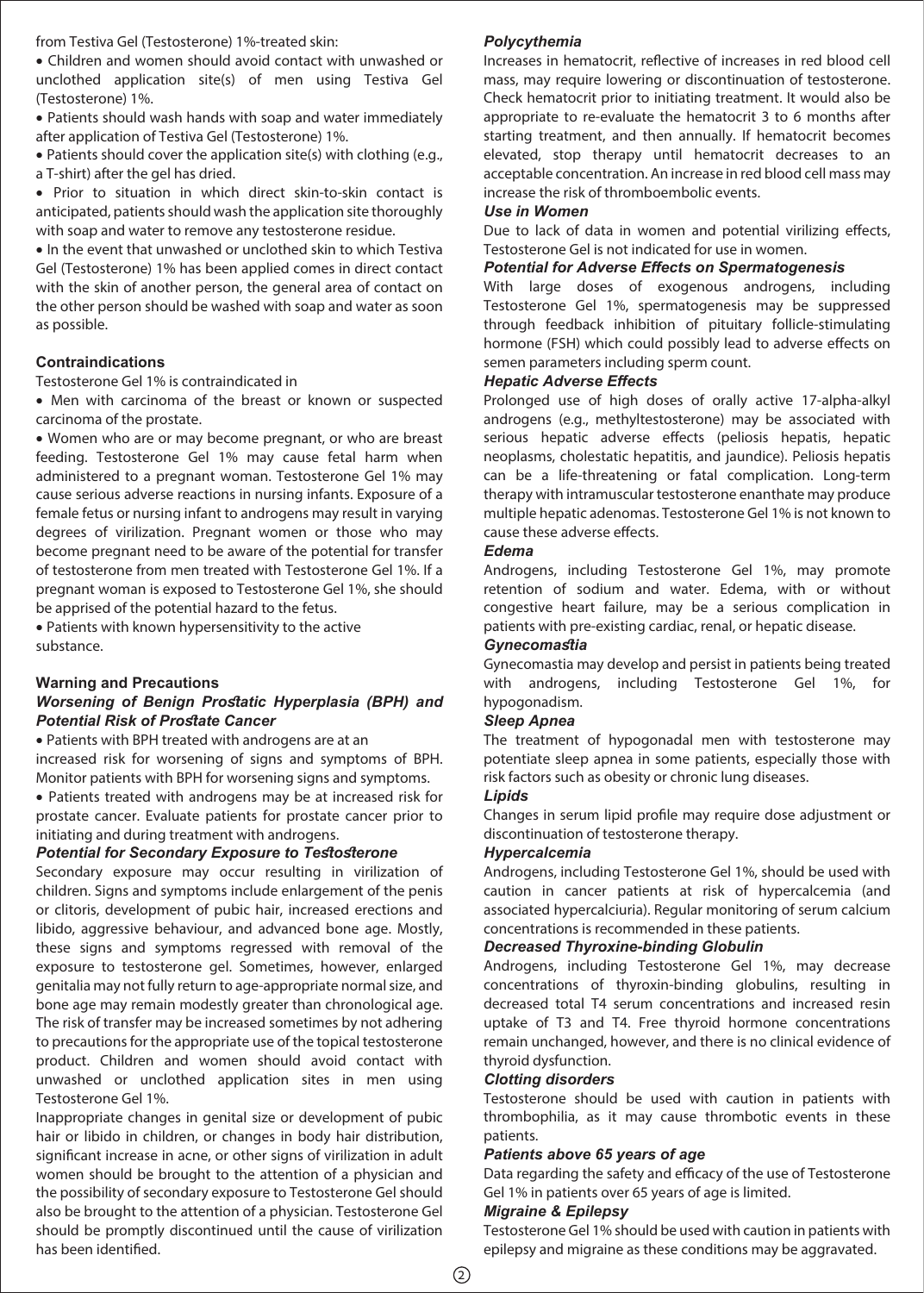from Testiva Gel (Testosterone) 1%-treated skin:

- Children and women should avoid contact with unwashed or unclothed application site(s) of men using Testiva Gel (Testosterone) 1%.
- Patients should wash hands with soap and water immediately after application of Testiva Gel (Testosterone) 1%.
- Patients should cover the application site(s) with clothing (e.g., a T-shirt) after the gel has dried.
- Prior to situation in which direct skin-to-skin contact is anticipated, patients should wash the application site thoroughly with soap and water to remove any testosterone residue.
- In the event that unwashed or unclothed skin to which Testiva Gel (Testosterone) 1% has been applied comes in direct contact with the skin of another person, the general area of contact on the other person should be washed with soap and water as soon as possible.

### Contraindications

Testosterone Gel 1% is contraindicated in

- Men with carcinoma of the breast or known or suspected carcinoma of the prostate.
- Women who are or may become pregnant, or who are breast feeding. Testosterone Gel 1% may cause fetal harm when administered to a pregnant woman. Testosterone Gel 1% may cause serious adverse reactions in nursing infants. Exposure of a female fetus or nursing infant to androgens may result in varying degrees of virilization. Pregnant women or those who may become pregnant need to be aware of the potential for transfer of testosterone from men treated with Testosterone Gel 1%. If a pregnant woman is exposed to Testosterone Gel 1%, she should be apprised of the potential hazard to the fetus.
- Patients with known hypersensitivity to the active substance.

### Warning and Precautions

#### *Worsening of Benign Prostatic Hyperplasia (BPH) and Potential Risk of Prostate Cancer*

- Patients with BPH treated with androgens are at an increased risk for worsening of signs and symptoms of BPH. Monitor patients with BPH for worsening signs and symptoms.
- Patients treated with androgens may be at increased risk for prostate cancer. Evaluate patients for prostate cancer prior to initiating and during treatment with androgens.

#### *Potential for Secondary Exposure to Testosterone*

Secondary exposure may occur resulting in virilization of children. Signs and symptoms include enlargement of the penis or clitoris, development of pubic hair, increased erections and libido, aggressive behaviour, and advanced bone age. Mostly, these signs and symptoms regressed with removal of the exposure to testosterone gel. Sometimes, however, enlarged genitalia may not fully return to age-appropriate normal size, and bone age may remain modestly greater than chronological age. The risk of transfer may be increased sometimes by not adhering to precautions for the appropriate use of the topical testosterone product. Children and women should avoid contact with unwashed or unclothed application sites in men using Testosterone Gel 1%.

Inappropriate changes in genital size or development of pubic hair or libido in children, or changes in body hair distribution, significant increase in acne, or other signs of virilization in adult women should be brought to the attention of a physician and the possibility of secondary exposure to Testosterone Gel should also be brought to the attention of a physician. Testosterone Gel should be promptly discontinued until the cause of virilization has been identified.

#### *Polycythemia*

Increases in hematocrit, reflective of increases in red blood cell mass, may require lowering or discontinuation of testosterone. Check hematocrit prior to initiating treatment. It would also be appropriate to re-evaluate the hematocrit 3 to 6 months after starting treatment, and then annually. If hematocrit becomes elevated, stop therapy until hematocrit decreases to an acceptable concentration. An increase in red blood cell mass may increase the risk of thromboembolic events.

#### *Use in Women*

Due to lack of data in women and potential virilizing effects, Testosterone Gel is not indicated for use in women.

#### *Potential for Adverse Effects on Spermatogenesis*

With large doses of exogenous androgens, including Testosterone Gel 1%, spermatogenesis may be suppressed through feedback inhibition of pituitary follicle-stimulating hormone (FSH) which could possibly lead to adverse effects on semen parameters including sperm count.

#### *Hepatic Adverse Effects*

Prolonged use of high doses of orally active 17-alpha-alkyl androgens (e.g., methyltestosterone) may be associated with serious hepatic adverse effects (peliosis hepatis, hepatic neoplasms, cholestatic hepatitis, and jaundice). Peliosis hepatis can be a life-threatening or fatal complication. Long-term therapy with intramuscular testosterone enanthate may produce multiple hepatic adenomas. Testosterone Gel 1% is not known to cause these adverse effects.

#### *Edema*

Androgens, including Testosterone Gel 1%, may promote retention of sodium and water. Edema, with or without congestive heart failure, may be a serious complication in patients with pre-existing cardiac, renal, or hepatic disease.

#### *Gynecomastia*

Gynecomastia may develop and persist in patients being treated with androgens, including Testosterone Gel 1%, for hypogonadism.

#### *Sleep Apnea*

The treatment of hypogonadal men with testosterone may potentiate sleep apnea in some patients, especially those with risk factors such as obesity or chronic lung diseases.

#### *Lipids*

Changes in serum lipid profile may require dose adjustment or discontinuation of testosterone therapy.

#### *Hypercalcemia*

Androgens, including Testosterone Gel 1%, should be used with caution in cancer patients at risk of hypercalcemia (and associated hypercalciuria). Regular monitoring of serum calcium concentrations is recommended in these patients.

#### *Decreased Thyroxine-binding Globulin*

Androgens, including Testosterone Gel 1%, may decrease concentrations of thyroxin-binding globulins, resulting in decreased total T4 serum concentrations and increased resin uptake of T3 and T4. Free thyroid hormone concentrations remain unchanged, however, and there is no clinical evidence of thyroid dysfunction.

#### *Clotting disorders*

Testosterone should be used with caution in patients with thrombophilia, as it may cause thrombotic events in these patients.

#### *Patients above 65 years of age*

Data regarding the safety and efficacy of the use of Testosterone Gel 1% in patients over 65 years of age is limited.

#### *Migraine & Epilepsy*

Testosterone Gel 1% should be used with caution in patients with epilepsy and migraine as these conditions may be aggravated.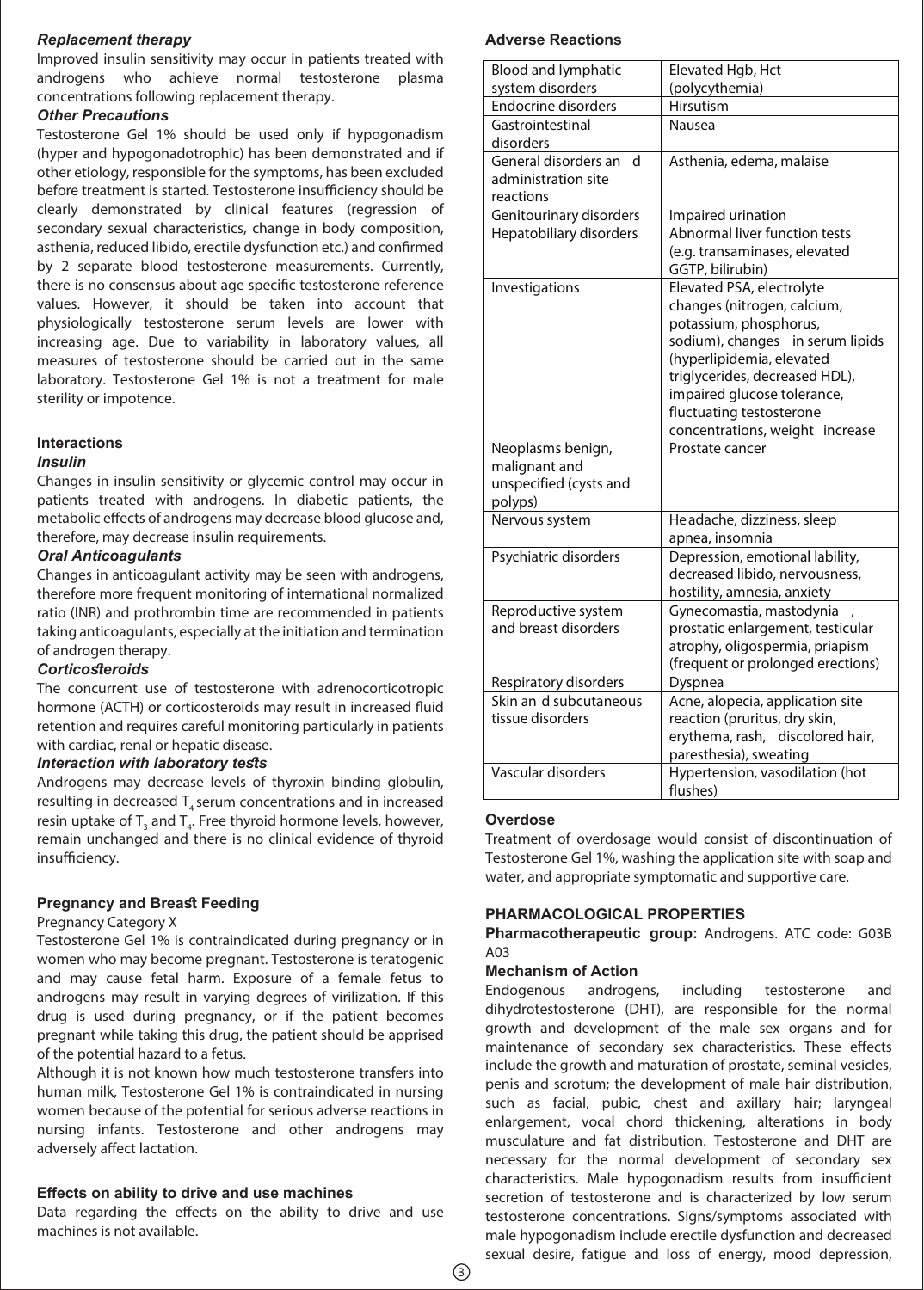### *Replacement therapy*

Improved insulin sensitivity may occur in patients treated with androgens who achieve normal testosterone plasma concentrations following replacement therapy.

### *Other Precautions*

Testosterone Gel 1% should be used only if hypogonadism (hyper and hypogonadotrophic) has been demonstrated and if other etiology, responsible for the symptoms, has been excluded before treatment is started. Testosterone insufficiency should be clearly demonstrated by clinical features (regression of secondary sexual characteristics, change in body composition, asthenia, reduced libido, erectile dysfunction etc.) and confirmed by 2 separate blood testosterone measurements. Currently, there is no consensus about age specific testosterone reference values. However, it should be taken into account that physiologically testosterone serum levels are lower with increasing age. Due to variability in laboratory values, all measures of testosterone should be carried out in the same laboratory. Testosterone Gel 1% is not a treatment for male sterility or impotence.

## Interactions

### *Insulin*

Changes in insulin sensitivity or glycemic control may occur in patients treated with androgens. In diabetic patients, the metabolic effects of androgens may decrease blood glucose and, therefore, may decrease insulin requirements.

### *Oral Anticoagulants*

Changes in anticoagulant activity may be seen with androgens, therefore more frequent monitoring of international normalized ratio (INR) and prothrombin time are recommended in patients taking anticoagulants, especially at the initiation and termination of androgen therapy.

### *Corticosteroids*

The concurrent use of testosterone with adrenocorticotropic hormone (ACTH) or corticosteroids may result in increased fluid retention and requires careful monitoring particularly in patients with cardiac, renal or hepatic disease.

### *Interaction with laboratory tests*

Androgens may decrease levels of thyroxin binding globulin, resulting in decreased $T_4$ serum concentrations and in increased resin uptake of $T_3$ and $T_4$. Free thyroid hormone levels, however, remain unchanged and there is no clinical evidence of thyroid insufficiency.

## Pregnancy and Breast Feeding

Pregnancy Category X

Testosterone Gel 1% is contraindicated during pregnancy or in women who may become pregnant. Testosterone is teratogenic and may cause fetal harm. Exposure of a female fetus to androgens may result in varying degrees of virilization. If this drug is used during pregnancy, or if the patient becomes pregnant while taking this drug, the patient should be apprised of the potential hazard to a fetus.

Although it is not known how much testosterone transfers into human milk, Testosterone Gel 1% is contraindicated in nursing women because of the potential for serious adverse reactions in nursing infants. Testosterone and other androgens may adversely affect lactation.

## Effects on ability to drive and use machines

Data regarding the effects on the ability to drive and use machines is not available.

## Adverse Reactions

| | |
|---|---|
| Blood and lymphatic system disorders | Elevated Hgb, Hct (polycythemia) |
| Endocrine disorders | Hirsutism |
| Gastrointestinal disorders | Nausea |
| General disorders and administration site reactions | Asthenia, edema, malaise |
| Genitourinary disorders | Impaired urination |
| Hepatobiliary disorders | Abnormal liver function tests (e.g. transaminases, elevated GGTP, bilirubin) |
| Investigations | Elevated PSA, electrolyte changes (nitrogen, calcium, potassium, phosphorus, sodium), changes in serum lipids (hyperlipidemia, elevated triglycerides, decreased HDL), impaired glucose tolerance, fluctuating testosterone concentrations, weight increase |
| Neoplasms benign, malignant and unspecified (cysts and polyps) | Prostate cancer |
| Nervous system | Headache, dizziness, sleep apnea, insomnia |
| Psychiatric disorders | Depression, emotional lability, decreased libido, nervousness, hostility, amnesia, anxiety |
| Reproductive system and breast disorders | Gynecomastia, mastodynia, prostatic enlargement, testicular atrophy, oligospermia, priapism (frequent or prolonged erections) |
| Respiratory disorders | Dyspnea |
| Skin and subcutaneous tissue disorders | Acne, alopecia, application site reaction (pruritus, dry skin, erythema, rash, discolored hair, paresthesia), sweating |
| Vascular disorders | Hypertension, vasodilation (hot flushes) |

## Overdose

Treatment of overdosage would consist of discontinuation of Testosterone Gel 1%, washing the application site with soap and water, and appropriate symptomatic and supportive care.

## PHARMACOLOGICAL PROPERTIES

**Pharmacotherapeutic group:** Androgens. ATC code: G03B A03

### Mechanism of Action

Endogenous androgens, including testosterone and dihydrotestosterone (DHT), are responsible for the normal growth and development of the male sex organs and for maintenance of secondary sex characteristics. These effects include the growth and maturation of prostate, seminal vesicles, penis and scrotum; the development of male hair distribution, such as facial, pubic, chest and axillary hair; laryngeal enlargement, vocal chord thickening, alterations in body musculature and fat distribution. Testosterone and DHT are necessary for the normal development of secondary sex characteristics. Male hypogonadism results from insufficient secretion of testosterone and is characterized by low serum testosterone concentrations. Signs/symptoms associated with male hypogonadism include erectile dysfunction and decreased sexual desire, fatigue and loss of energy, mood depression,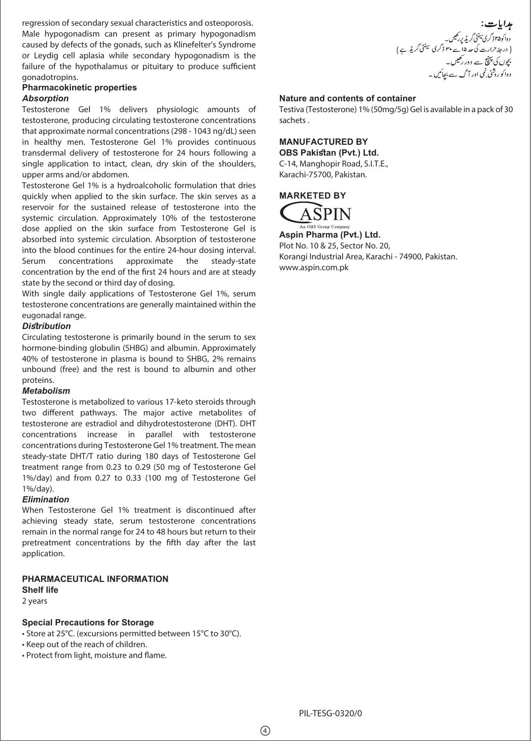regression of secondary sexual characteristics and osteoporosis. Male hypogonadism can present as primary hypogonadism caused by defects of the gonads, such as Klinefelter's Syndrome or Leydig cell aplasia while secondary hypogonadism is the failure of the hypothalamus or pituitary to produce sufficient gonadotropins.

**Pharmacokinetic properties**

***Absorption***

Testosterone Gel 1% delivers physiologic amounts of testosterone, producing circulating testosterone concentrations that approximate normal concentrations (298 - 1043 ng/dL) seen in healthy men. Testosterone Gel 1% provides continuous transdermal delivery of testosterone for 24 hours following a single application to intact, clean, dry skin of the shoulders, upper arms and/or abdomen.

Testosterone Gel 1% is a hydroalcoholic formulation that dries quickly when applied to the skin surface. The skin serves as a reservoir for the sustained release of testosterone into the systemic circulation. Approximately 10% of the testosterone dose applied on the skin surface from Testosterone Gel is absorbed into systemic circulation. Absorption of testosterone into the blood continues for the entire 24-hour dosing interval. Serum concentrations approximate the steady-state concentration by the end of the first 24 hours and are at steady state by the second or third day of dosing.

With single daily applications of Testosterone Gel 1%, serum testosterone concentrations are generally maintained within the eugonadal range.

***Distribution***

Circulating testosterone is primarily bound in the serum to sex hormone-binding globulin (SHBG) and albumin. Approximately 40% of testosterone in plasma is bound to SHBG, 2% remains unbound (free) and the rest is bound to albumin and other proteins.

***Metabolism***

Testosterone is metabolized to various 17-keto steroids through two different pathways. The major active metabolites of testosterone are estradiol and dihydrotestosterone (DHT). DHT concentrations increase in parallel with testosterone concentrations during Testosterone Gel 1% treatment. The mean steady-state DHT/T ratio during 180 days of Testosterone Gel treatment range from 0.23 to 0.29 (50 mg of Testosterone Gel 1%/day) and from 0.27 to 0.33 (100 mg of Testosterone Gel 1%/day).

***Elimination***

When Testosterone Gel 1% treatment is discontinued after achieving steady state, serum testosterone concentrations remain in the normal range for 24 to 48 hours but return to their pretreatment concentrations by the fifth day after the last application.

**PHARMACEUTICAL INFORMATION**

**Shelf life**

2 years

**Special Precautions for Storage**

- Store at 25°C. (excursions permitted between 15°C to 30°C).
- Keep out of the reach of children.
- Protect from light, moisture and flame.

**ہدایات:**

دوا کو ۲۵ ڈگری سینٹی گریڈ پر رکھیں۔
( درجۂ حرارت کی حد ۱۵ سے ۳۰ ڈگری سینٹی گریڈ ہے )
بچوں کی پہنچ سے دور رکھیں۔
دوا کو روشنی، نمی اور آگ سے بچائیں۔

**Nature and contents of container**

Testiva (Testosterone) 1% (50mg/5g) Gel is available in a pack of 30 sachets .

**MANUFACTURED BY**

**OBS Pakistan (Pvt.) Ltd.**

C-14, Manghopir Road, S.I.T.E.,
Karachi-75700, Pakistan.

**MARKETED BY**

ASPIN
An OBS Group Company

**Aspin Pharma (Pvt.) Ltd.**

Plot No. 10 & 25, Sector No. 20,
Korangi Industrial Area, Karachi - 74900, Pakistan.
www.aspin.com.pk

PIL-TESG-0320/0